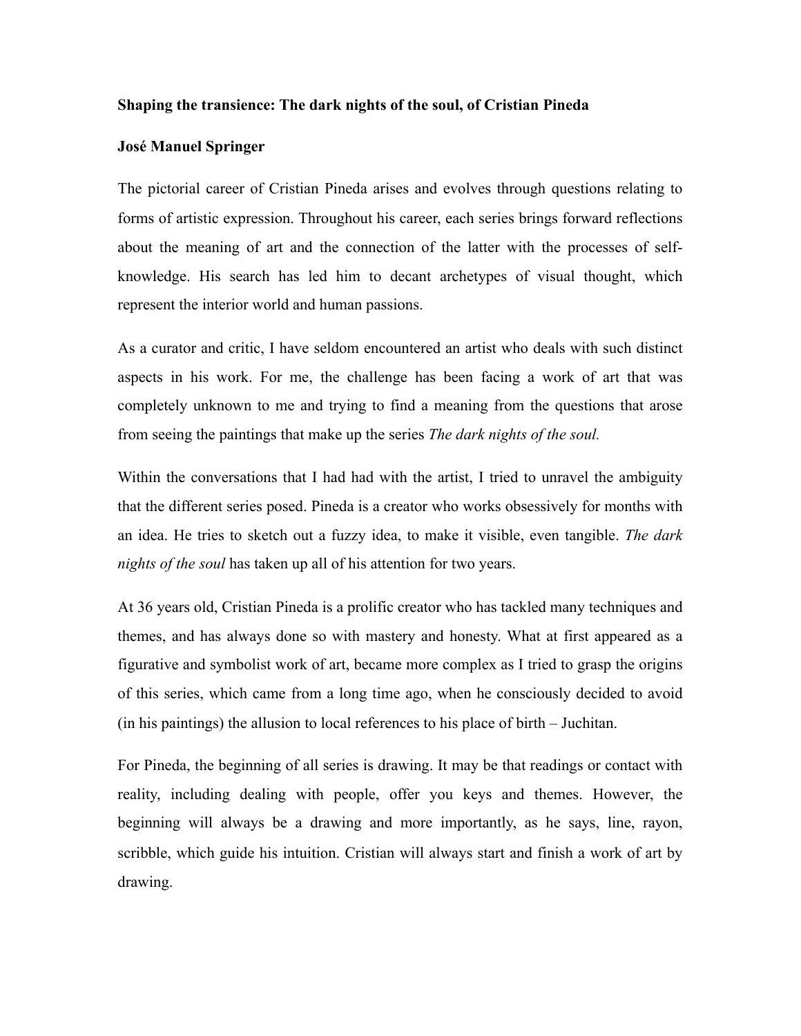**Shaping the transience: The dark nights of the soul, of Cristian Pineda**

**José Manuel Springer**

The pictorial career of Cristian Pineda arises and evolves through questions relating to forms of artistic expression. Throughout his career, each series brings forward reflections about the meaning of art and the connection of the latter with the processes of self-knowledge. His search has led him to decant archetypes of visual thought, which represent the interior world and human passions.

As a curator and critic, I have seldom encountered an artist who deals with such distinct aspects in his work. For me, the challenge has been facing a work of art that was completely unknown to me and trying to find a meaning from the questions that arose from seeing the paintings that make up the series *The dark nights of the soul.*

Within the conversations that I had had with the artist, I tried to unravel the ambiguity that the different series posed. Pineda is a creator who works obsessively for months with an idea. He tries to sketch out a fuzzy idea, to make it visible, even tangible. *The dark nights of the soul* has taken up all of his attention for two years.

At 36 years old, Cristian Pineda is a prolific creator who has tackled many techniques and themes, and has always done so with mastery and honesty. What at first appeared as a figurative and symbolist work of art, became more complex as I tried to grasp the origins of this series, which came from a long time ago, when he consciously decided to avoid (in his paintings) the allusion to local references to his place of birth – Juchitan.

For Pineda, the beginning of all series is drawing. It may be that readings or contact with reality, including dealing with people, offer you keys and themes. However, the beginning will always be a drawing and more importantly, as he says, line, rayon, scribble, which guide his intuition. Cristian will always start and finish a work of art by drawing.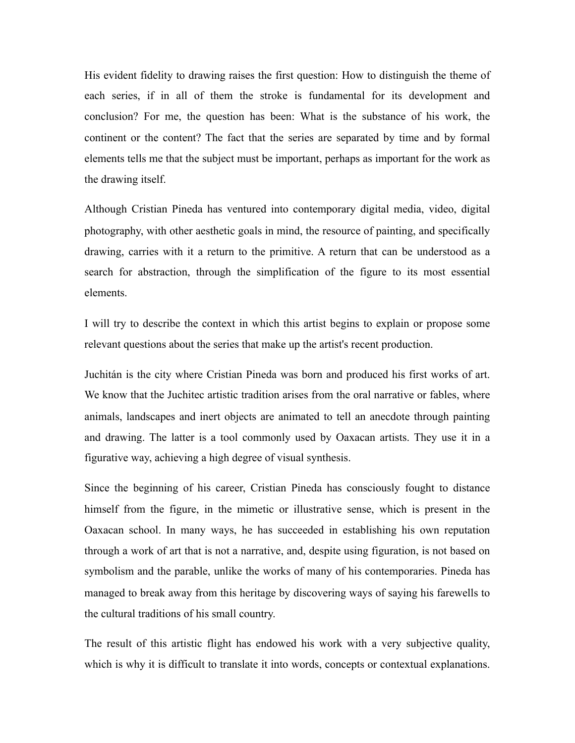His evident fidelity to drawing raises the first question: How to distinguish the theme of each series, if in all of them the stroke is fundamental for its development and conclusion? For me, the question has been: What is the substance of his work, the continent or the content? The fact that the series are separated by time and by formal elements tells me that the subject must be important, perhaps as important for the work as the drawing itself.

Although Cristian Pineda has ventured into contemporary digital media, video, digital photography, with other aesthetic goals in mind, the resource of painting, and specifically drawing, carries with it a return to the primitive. A return that can be understood as a search for abstraction, through the simplification of the figure to its most essential elements.

I will try to describe the context in which this artist begins to explain or propose some relevant questions about the series that make up the artist's recent production.

Juchitán is the city where Cristian Pineda was born and produced his first works of art. We know that the Juchitec artistic tradition arises from the oral narrative or fables, where animals, landscapes and inert objects are animated to tell an anecdote through painting and drawing. The latter is a tool commonly used by Oaxacan artists. They use it in a figurative way, achieving a high degree of visual synthesis.

Since the beginning of his career, Cristian Pineda has consciously fought to distance himself from the figure, in the mimetic or illustrative sense, which is present in the Oaxacan school. In many ways, he has succeeded in establishing his own reputation through a work of art that is not a narrative, and, despite using figuration, is not based on symbolism and the parable, unlike the works of many of his contemporaries. Pineda has managed to break away from this heritage by discovering ways of saying his farewells to the cultural traditions of his small country.

The result of this artistic flight has endowed his work with a very subjective quality, which is why it is difficult to translate it into words, concepts or contextual explanations.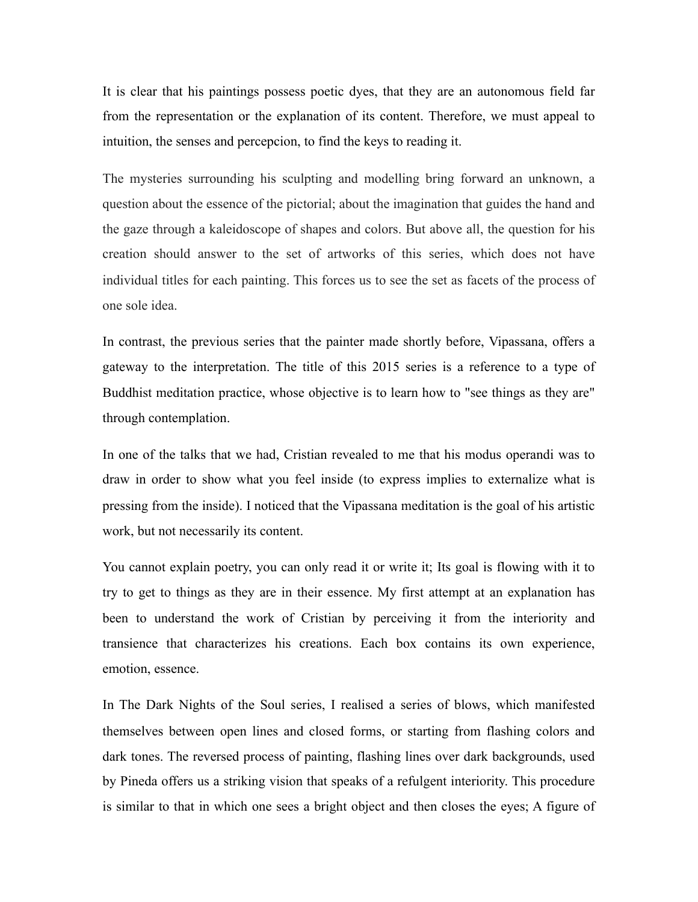It is clear that his paintings possess poetic dyes, that they are an autonomous field far from the representation or the explanation of its content. Therefore, we must appeal to intuition, the senses and percepcion, to find the keys to reading it.

The mysteries surrounding his sculpting and modelling bring forward an unknown, a question about the essence of the pictorial; about the imagination that guides the hand and the gaze through a kaleidoscope of shapes and colors. But above all, the question for his creation should answer to the set of artworks of this series, which does not have individual titles for each painting. This forces us to see the set as facets of the process of one sole idea.

In contrast, the previous series that the painter made shortly before, Vipassana, offers a gateway to the interpretation. The title of this 2015 series is a reference to a type of Buddhist meditation practice, whose objective is to learn how to "see things as they are" through contemplation.

In one of the talks that we had, Cristian revealed to me that his modus operandi was to draw in order to show what you feel inside (to express implies to externalize what is pressing from the inside). I noticed that the Vipassana meditation is the goal of his artistic work, but not necessarily its content.

You cannot explain poetry, you can only read it or write it; Its goal is flowing with it to try to get to things as they are in their essence. My first attempt at an explanation has been to understand the work of Cristian by perceiving it from the interiority and transience that characterizes his creations. Each box contains its own experience, emotion, essence.

In The Dark Nights of the Soul series, I realised a series of blows, which manifested themselves between open lines and closed forms, or starting from flashing colors and dark tones. The reversed process of painting, flashing lines over dark backgrounds, used by Pineda offers us a striking vision that speaks of a refulgent interiority. This procedure is similar to that in which one sees a bright object and then closes the eyes; A figure of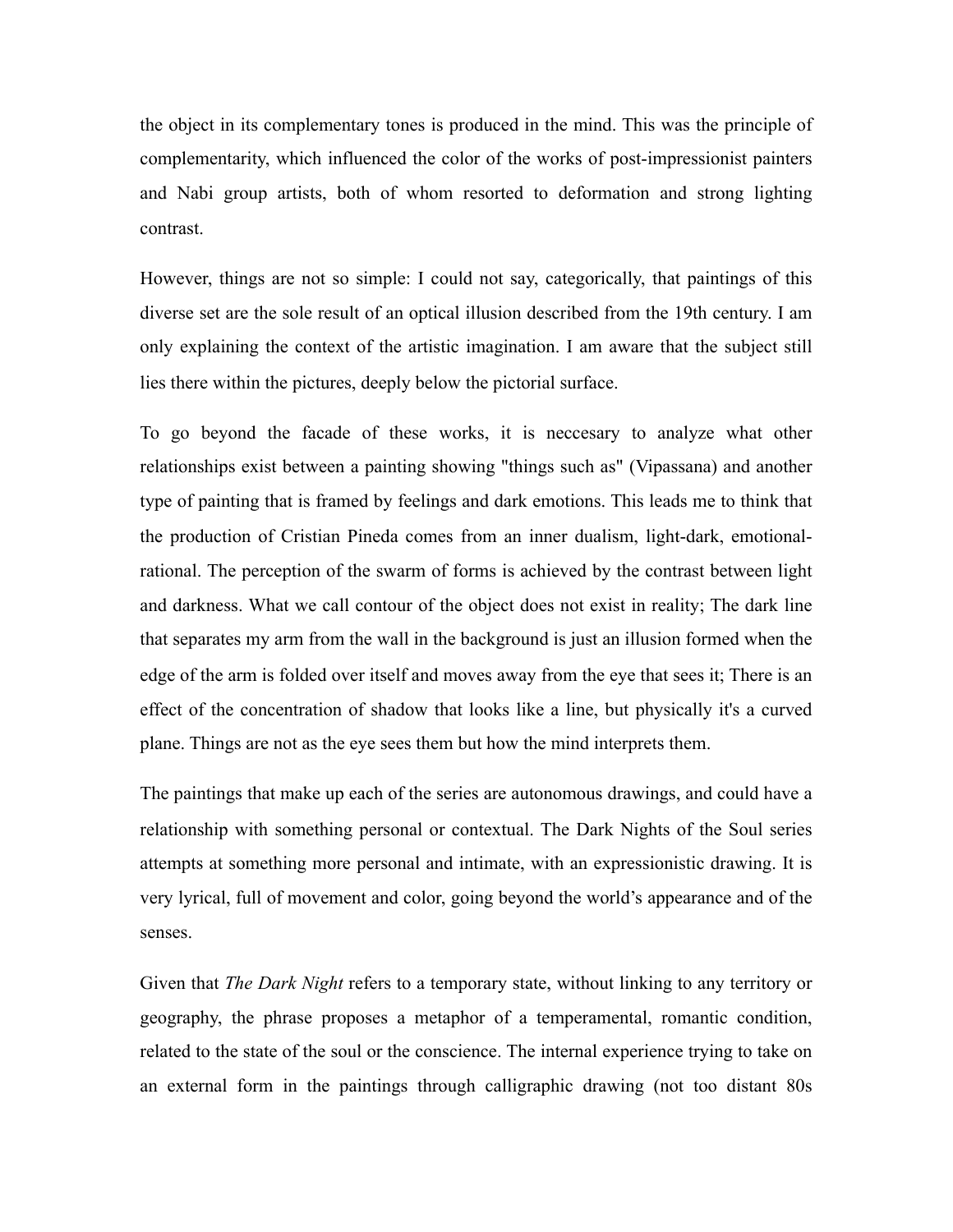the object in its complementary tones is produced in the mind. This was the principle of complementarity, which influenced the color of the works of post-impressionist painters and Nabi group artists, both of whom resorted to deformation and strong lighting contrast.

However, things are not so simple: I could not say, categorically, that paintings of this diverse set are the sole result of an optical illusion described from the 19th century. I am only explaining the context of the artistic imagination. I am aware that the subject still lies there within the pictures, deeply below the pictorial surface.

To go beyond the facade of these works, it is neccesary to analyze what other relationships exist between a painting showing "things such as" (Vipassana) and another type of painting that is framed by feelings and dark emotions. This leads me to think that the production of Cristian Pineda comes from an inner dualism, light-dark, emotional-rational. The perception of the swarm of forms is achieved by the contrast between light and darkness. What we call contour of the object does not exist in reality; The dark line that separates my arm from the wall in the background is just an illusion formed when the edge of the arm is folded over itself and moves away from the eye that sees it; There is an effect of the concentration of shadow that looks like a line, but physically it's a curved plane. Things are not as the eye sees them but how the mind interprets them.

The paintings that make up each of the series are autonomous drawings, and could have a relationship with something personal or contextual. The Dark Nights of the Soul series attempts at something more personal and intimate, with an expressionistic drawing. It is very lyrical, full of movement and color, going beyond the world's appearance and of the senses.

Given that *The Dark Night* refers to a temporary state, without linking to any territory or geography, the phrase proposes a metaphor of a temperamental, romantic condition, related to the state of the soul or the conscience. The internal experience trying to take on an external form in the paintings through calligraphic drawing (not too distant 80s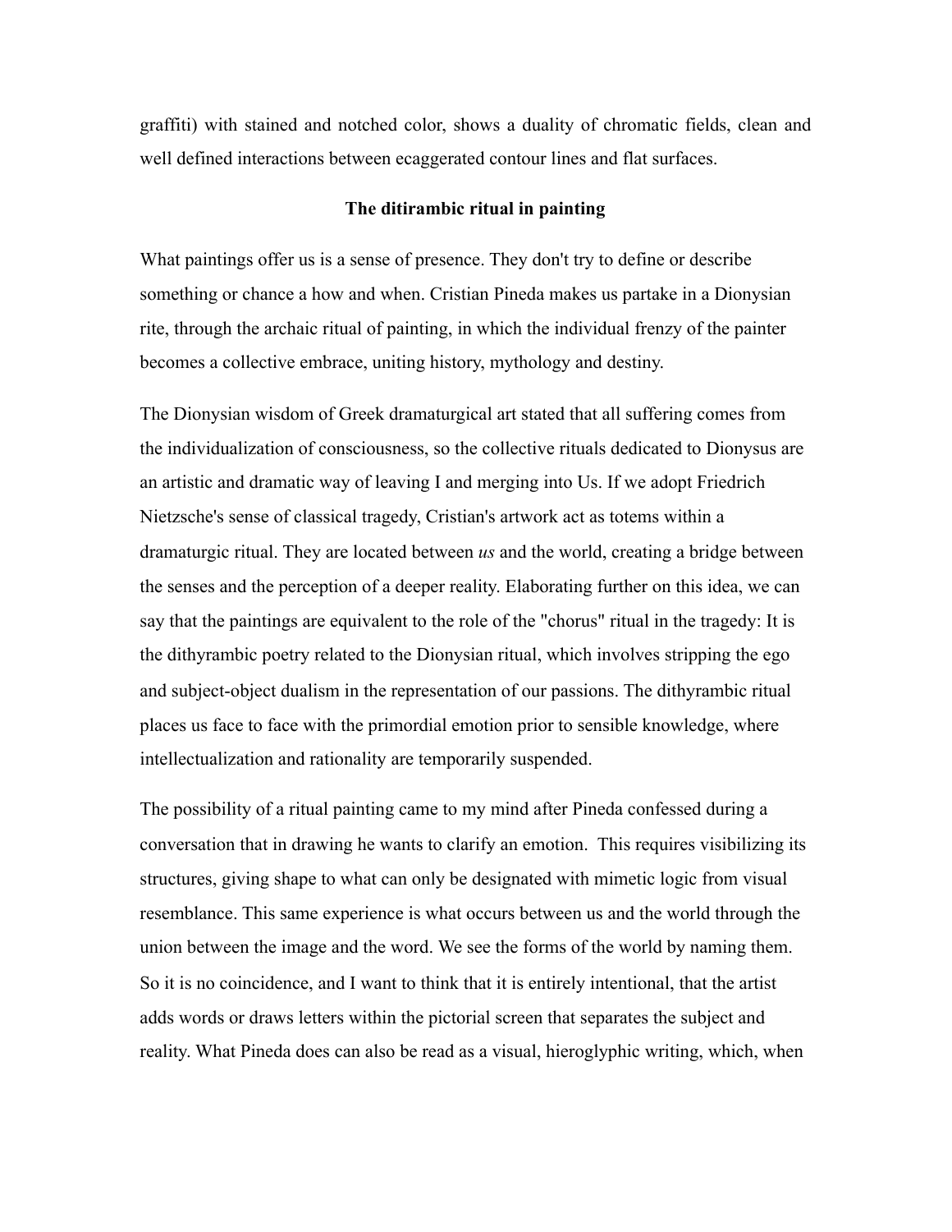graffiti) with stained and notched color, shows a duality of chromatic fields, clean and well defined interactions between ecaggerated contour lines and flat surfaces.

**The ditirambic ritual in painting**

What paintings offer us is a sense of presence. They don't try to define or describe something or chance a how and when. Cristian Pineda makes us partake in a Dionysian rite, through the archaic ritual of painting, in which the individual frenzy of the painter becomes a collective embrace, uniting history, mythology and destiny.

The Dionysian wisdom of Greek dramaturgical art stated that all suffering comes from the individualization of consciousness, so the collective rituals dedicated to Dionysus are an artistic and dramatic way of leaving I and merging into Us. If we adopt Friedrich Nietzsche's sense of classical tragedy, Cristian's artwork act as totems within a dramaturgic ritual. They are located between *us* and the world, creating a bridge between the senses and the perception of a deeper reality. Elaborating further on this idea, we can say that the paintings are equivalent to the role of the "chorus" ritual in the tragedy: It is the dithyrambic poetry related to the Dionysian ritual, which involves stripping the ego and subject-object dualism in the representation of our passions. The dithyrambic ritual places us face to face with the primordial emotion prior to sensible knowledge, where intellectualization and rationality are temporarily suspended.

The possibility of a ritual painting came to my mind after Pineda confessed during a conversation that in drawing he wants to clarify an emotion. This requires visibilizing its structures, giving shape to what can only be designated with mimetic logic from visual resemblance. This same experience is what occurs between us and the world through the union between the image and the word. We see the forms of the world by naming them. So it is no coincidence, and I want to think that it is entirely intentional, that the artist adds words or draws letters within the pictorial screen that separates the subject and reality. What Pineda does can also be read as a visual, hieroglyphic writing, which, when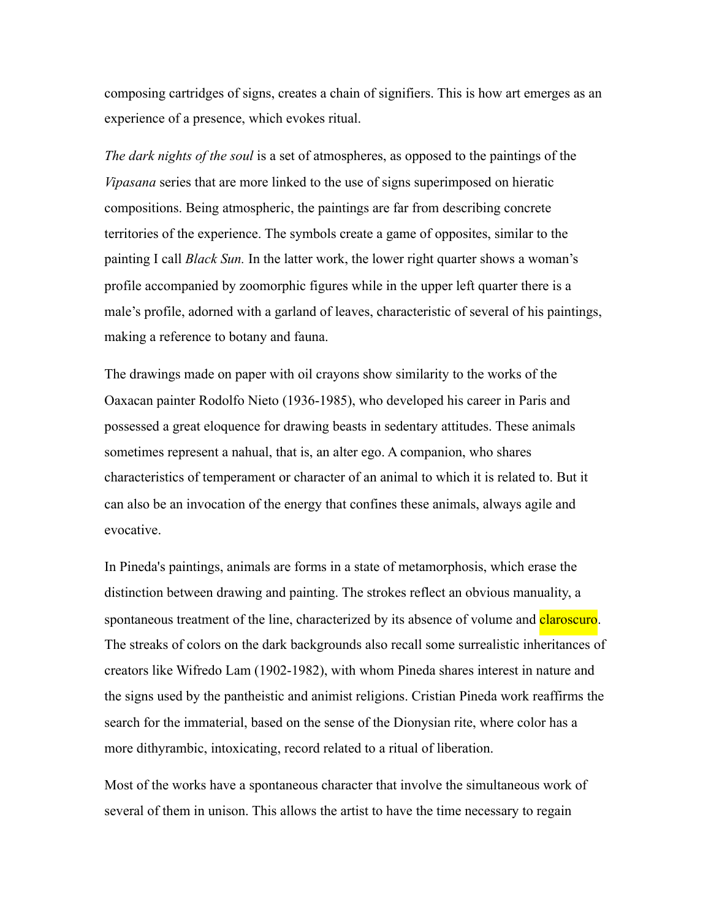composing cartridges of signs, creates a chain of signifiers. This is how art emerges as an experience of a presence, which evokes ritual.

*The dark nights of the soul* is a set of atmospheres, as opposed to the paintings of the *Vipasana* series that are more linked to the use of signs superimposed on hieratic compositions. Being atmospheric, the paintings are far from describing concrete territories of the experience. The symbols create a game of opposites, similar to the painting I call *Black Sun.* In the latter work, the lower right quarter shows a woman's profile accompanied by zoomorphic figures while in the upper left quarter there is a male's profile, adorned with a garland of leaves, characteristic of several of his paintings, making a reference to botany and fauna.

The drawings made on paper with oil crayons show similarity to the works of the Oaxacan painter Rodolfo Nieto (1936-1985), who developed his career in Paris and possessed a great eloquence for drawing beasts in sedentary attitudes. These animals sometimes represent a nahual, that is, an alter ego. A companion, who shares characteristics of temperament or character of an animal to which it is related to. But it can also be an invocation of the energy that confines these animals, always agile and evocative.

In Pineda's paintings, animals are forms in a state of metamorphosis, which erase the distinction between drawing and painting. The strokes reflect an obvious manuality, a spontaneous treatment of the line, characterized by its absence of volume and claroscuro. The streaks of colors on the dark backgrounds also recall some surrealistic inheritances of creators like Wifredo Lam (1902-1982), with whom Pineda shares interest in nature and the signs used by the pantheistic and animist religions. Cristian Pineda work reaffirms the search for the immaterial, based on the sense of the Dionysian rite, where color has a more dithyrambic, intoxicating, record related to a ritual of liberation.

Most of the works have a spontaneous character that involve the simultaneous work of several of them in unison. This allows the artist to have the time necessary to regain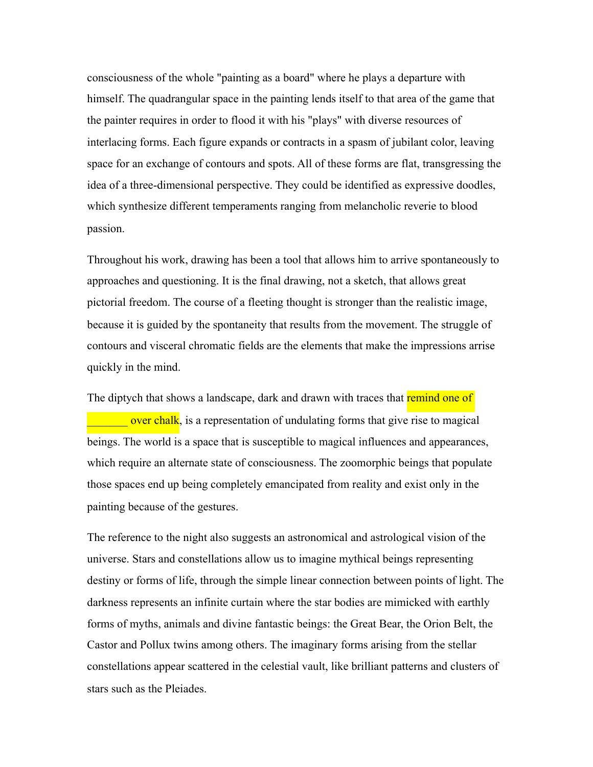consciousness of the whole "painting as a board" where he plays a departure with himself. The quadrangular space in the painting lends itself to that area of the game that the painter requires in order to flood it with his "plays" with diverse resources of interlacing forms. Each figure expands or contracts in a spasm of jubilant color, leaving space for an exchange of contours and spots. All of these forms are flat, transgressing the idea of a three-dimensional perspective. They could be identified as expressive doodles, which synthesize different temperaments ranging from melancholic reverie to blood passion.

Throughout his work, drawing has been a tool that allows him to arrive spontaneously to approaches and questioning. It is the final drawing, not a sketch, that allows great pictorial freedom. The course of a fleeting thought is stronger than the realistic image, because it is guided by the spontaneity that results from the movement. The struggle of contours and visceral chromatic fields are the elements that make the impressions arrise quickly in the mind.

The diptych that shows a landscape, dark and drawn with traces that remind one of _______ over chalk, is a representation of undulating forms that give rise to magical beings. The world is a space that is susceptible to magical influences and appearances, which require an alternate state of consciousness. The zoomorphic beings that populate those spaces end up being completely emancipated from reality and exist only in the painting because of the gestures.

The reference to the night also suggests an astronomical and astrological vision of the universe. Stars and constellations allow us to imagine mythical beings representing destiny or forms of life, through the simple linear connection between points of light. The darkness represents an infinite curtain where the star bodies are mimicked with earthly forms of myths, animals and divine fantastic beings: the Great Bear, the Orion Belt, the Castor and Pollux twins among others. The imaginary forms arising from the stellar constellations appear scattered in the celestial vault, like brilliant patterns and clusters of stars such as the Pleiades.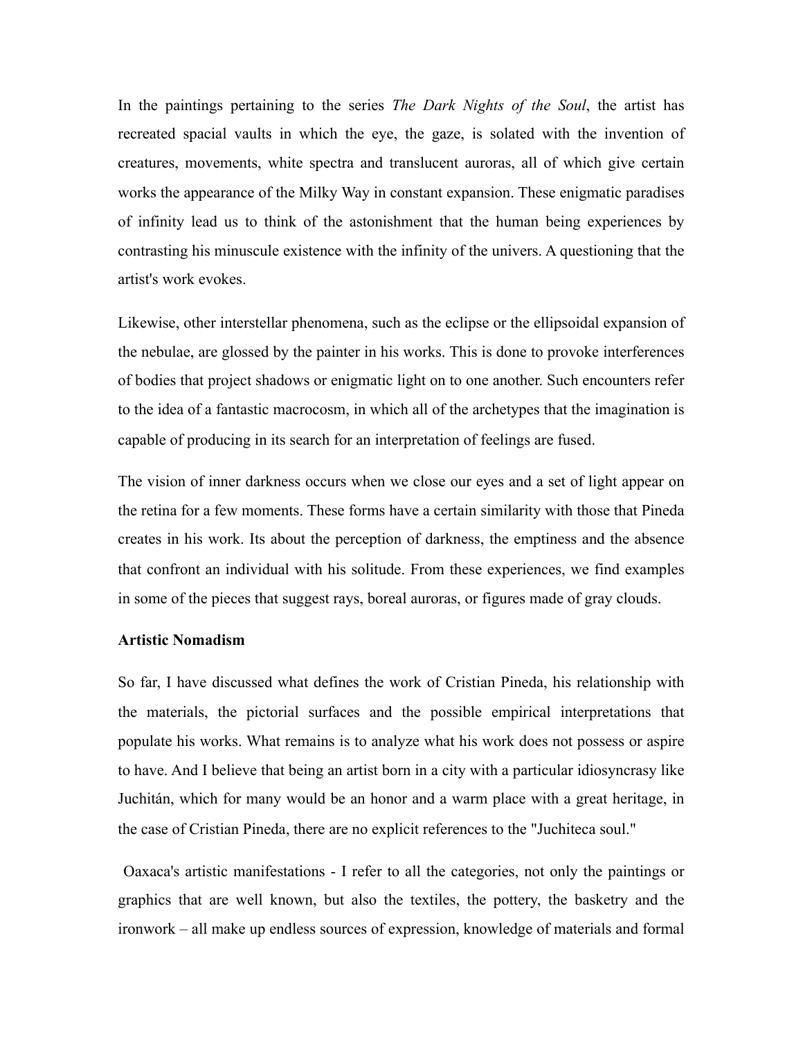In the paintings pertaining to the series *The Dark Nights of the Soul*, the artist has recreated spacial vaults in which the eye, the gaze, is solated with the invention of creatures, movements, white spectra and translucent auroras, all of which give certain works the appearance of the Milky Way in constant expansion. These enigmatic paradises of infinity lead us to think of the astonishment that the human being experiences by contrasting his minuscule existence with the infinity of the univers. A questioning that the artist's work evokes.

Likewise, other interstellar phenomena, such as the eclipse or the ellipsoidal expansion of the nebulae, are glossed by the painter in his works. This is done to provoke interferences of bodies that project shadows or enigmatic light on to one another. Such encounters refer to the idea of a fantastic macrocosm, in which all of the archetypes that the imagination is capable of producing in its search for an interpretation of feelings are fused.

The vision of inner darkness occurs when we close our eyes and a set of light appear on the retina for a few moments. These forms have a certain similarity with those that Pineda creates in his work. Its about the perception of darkness, the emptiness and the absence that confront an individual with his solitude. From these experiences, we find examples in some of the pieces that suggest rays, boreal auroras, or figures made of gray clouds.

**Artistic Nomadism**

So far, I have discussed what defines the work of Cristian Pineda, his relationship with the materials, the pictorial surfaces and the possible empirical interpretations that populate his works. What remains is to analyze what his work does not possess or aspire to have. And I believe that being an artist born in a city with a particular idiosyncrasy like Juchitán, which for many would be an honor and a warm place with a great heritage, in the case of Cristian Pineda, there are no explicit references to the "Juchiteca soul."

Oaxaca's artistic manifestations - I refer to all the categories, not only the paintings or graphics that are well known, but also the textiles, the pottery, the basketry and the ironwork – all make up endless sources of expression, knowledge of materials and formal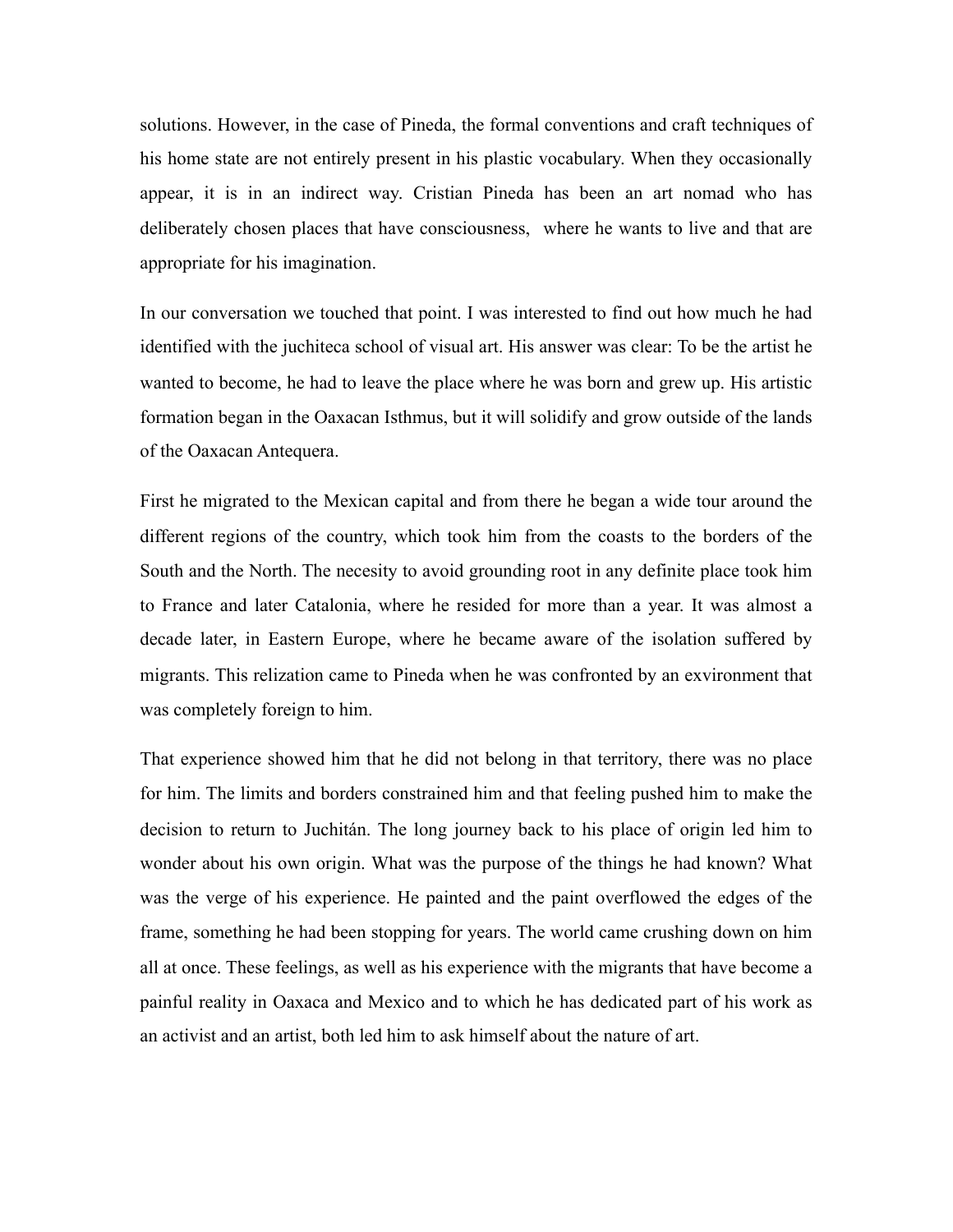solutions. However, in the case of Pineda, the formal conventions and craft techniques of his home state are not entirely present in his plastic vocabulary. When they occasionally appear, it is in an indirect way. Cristian Pineda has been an art nomad who has deliberately chosen places that have consciousness,  where he wants to live and that are appropriate for his imagination.

In our conversation we touched that point. I was interested to find out how much he had identified with the juchiteca school of visual art. His answer was clear: To be the artist he wanted to become, he had to leave the place where he was born and grew up. His artistic formation began in the Oaxacan Isthmus, but it will solidify and grow outside of the lands of the Oaxacan Antequera.

First he migrated to the Mexican capital and from there he began a wide tour around the different regions of the country, which took him from the coasts to the borders of the South and the North. The necesity to avoid grounding root in any definite place took him to France and later Catalonia, where he resided for more than a year. It was almost a decade later, in Eastern Europe, where he became aware of the isolation suffered by migrants. This relization came to Pineda when he was confronted by an exvironment that was completely foreign to him.

That experience showed him that he did not belong in that territory, there was no place for him. The limits and borders constrained him and that feeling pushed him to make the decision to return to Juchitán. The long journey back to his place of origin led him to wonder about his own origin. What was the purpose of the things he had known? What was the verge of his experience. He painted and the paint overflowed the edges of the frame, something he had been stopping for years. The world came crushing down on him all at once. These feelings, as well as his experience with the migrants that have become a painful reality in Oaxaca and Mexico and to which he has dedicated part of his work as an activist and an artist, both led him to ask himself about the nature of art.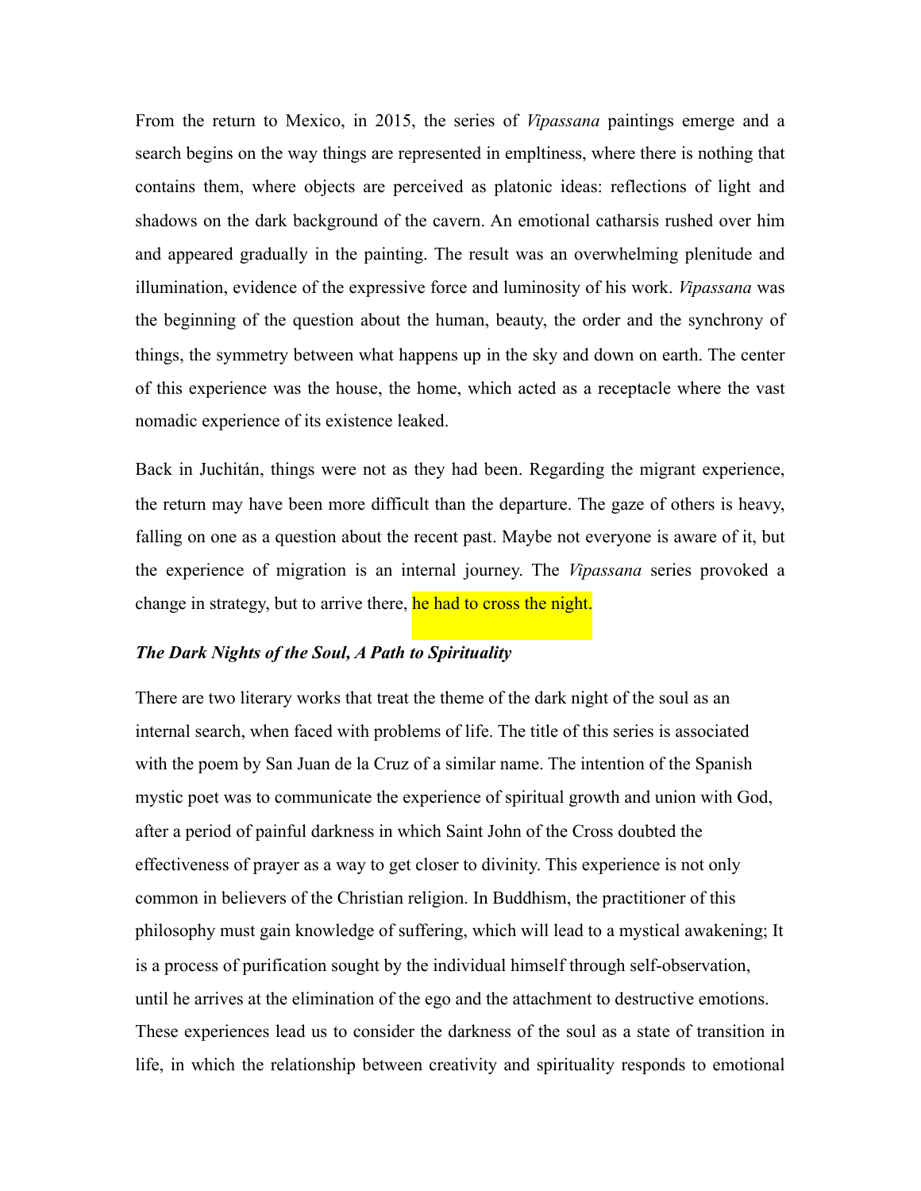From the return to Mexico, in 2015, the series of *Vipassana* paintings emerge and a search begins on the way things are represented in empltiness, where there is nothing that contains them, where objects are perceived as platonic ideas: reflections of light and shadows on the dark background of the cavern. An emotional catharsis rushed over him and appeared gradually in the painting. The result was an overwhelming plenitude and illumination, evidence of the expressive force and luminosity of his work. *Vipassana* was the beginning of the question about the human, beauty, the order and the synchrony of things, the symmetry between what happens up in the sky and down on earth. The center of this experience was the house, the home, which acted as a receptacle where the vast nomadic experience of its existence leaked.

Back in Juchitán, things were not as they had been. Regarding the migrant experience, the return may have been more difficult than the departure. The gaze of others is heavy, falling on one as a question about the recent past. Maybe not everyone is aware of it, but the experience of migration is an internal journey. The *Vipassana* series provoked a change in strategy, but to arrive there, he had to cross the night.

***The Dark Nights of the Soul, A Path to Spirituality***

There are two literary works that treat the theme of the dark night of the soul as an internal search, when faced with problems of life. The title of this series is associated with the poem by San Juan de la Cruz of a similar name. The intention of the Spanish mystic poet was to communicate the experience of spiritual growth and union with God, after a period of painful darkness in which Saint John of the Cross doubted the effectiveness of prayer as a way to get closer to divinity. This experience is not only common in believers of the Christian religion. In Buddhism, the practitioner of this philosophy must gain knowledge of suffering, which will lead to a mystical awakening; It is a process of purification sought by the individual himself through self-observation, until he arrives at the elimination of the ego and the attachment to destructive emotions. These experiences lead us to consider the darkness of the soul as a state of transition in life, in which the relationship between creativity and spirituality responds to emotional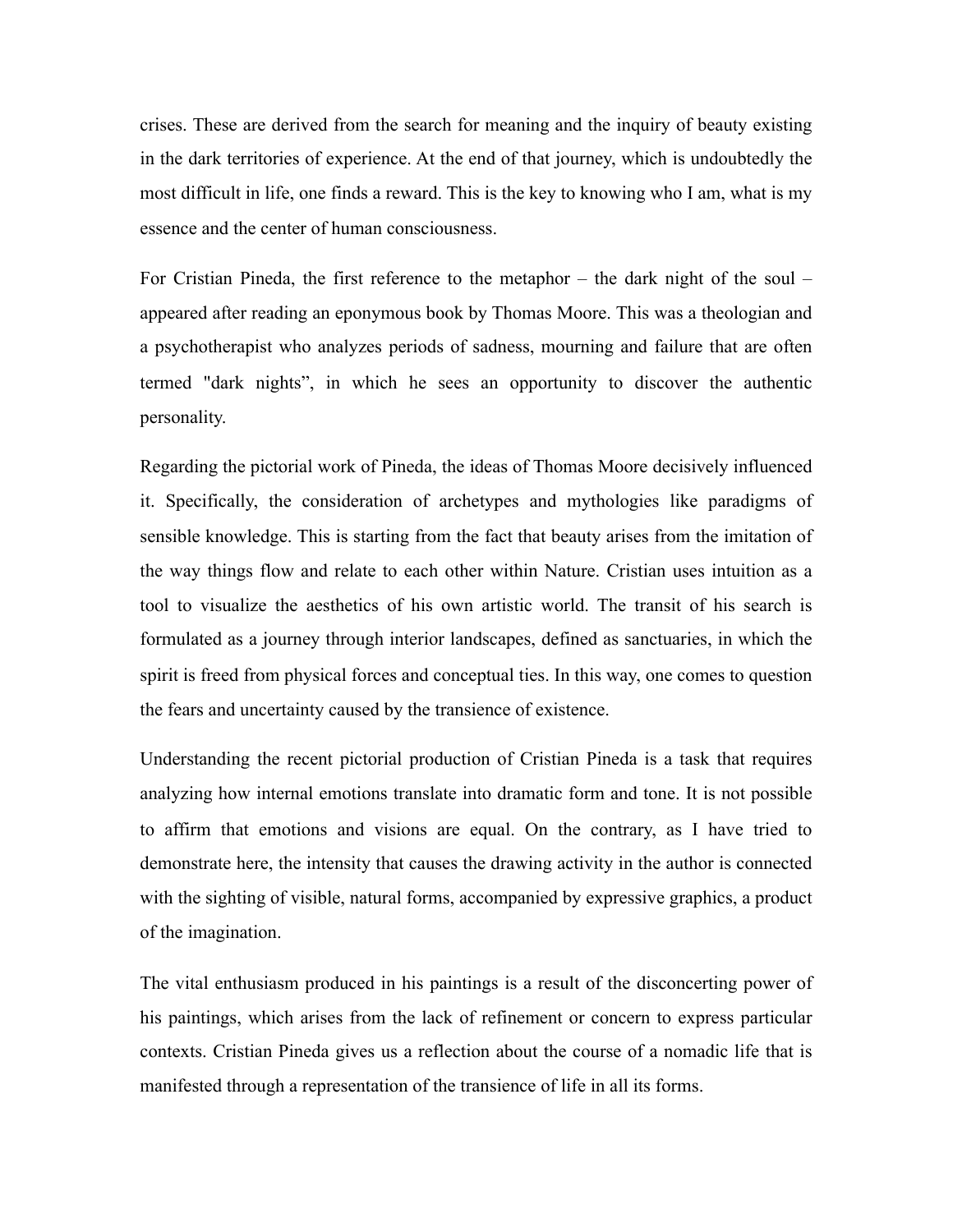crises. These are derived from the search for meaning and the inquiry of beauty existing in the dark territories of experience. At the end of that journey, which is undoubtedly the most difficult in life, one finds a reward. This is the key to knowing who I am, what is my essence and the center of human consciousness.

For Cristian Pineda, the first reference to the metaphor – the dark night of the soul – appeared after reading an eponymous book by Thomas Moore. This was a theologian and a psychotherapist who analyzes periods of sadness, mourning and failure that are often termed "dark nights", in which he sees an opportunity to discover the authentic personality.

Regarding the pictorial work of Pineda, the ideas of Thomas Moore decisively influenced it. Specifically, the consideration of archetypes and mythologies like paradigms of sensible knowledge. This is starting from the fact that beauty arises from the imitation of the way things flow and relate to each other within Nature. Cristian uses intuition as a tool to visualize the aesthetics of his own artistic world. The transit of his search is formulated as a journey through interior landscapes, defined as sanctuaries, in which the spirit is freed from physical forces and conceptual ties. In this way, one comes to question the fears and uncertainty caused by the transience of existence.

Understanding the recent pictorial production of Cristian Pineda is a task that requires analyzing how internal emotions translate into dramatic form and tone. It is not possible to affirm that emotions and visions are equal. On the contrary, as I have tried to demonstrate here, the intensity that causes the drawing activity in the author is connected with the sighting of visible, natural forms, accompanied by expressive graphics, a product of the imagination.

The vital enthusiasm produced in his paintings is a result of the disconcerting power of his paintings, which arises from the lack of refinement or concern to express particular contexts. Cristian Pineda gives us a reflection about the course of a nomadic life that is manifested through a representation of the transience of life in all its forms.